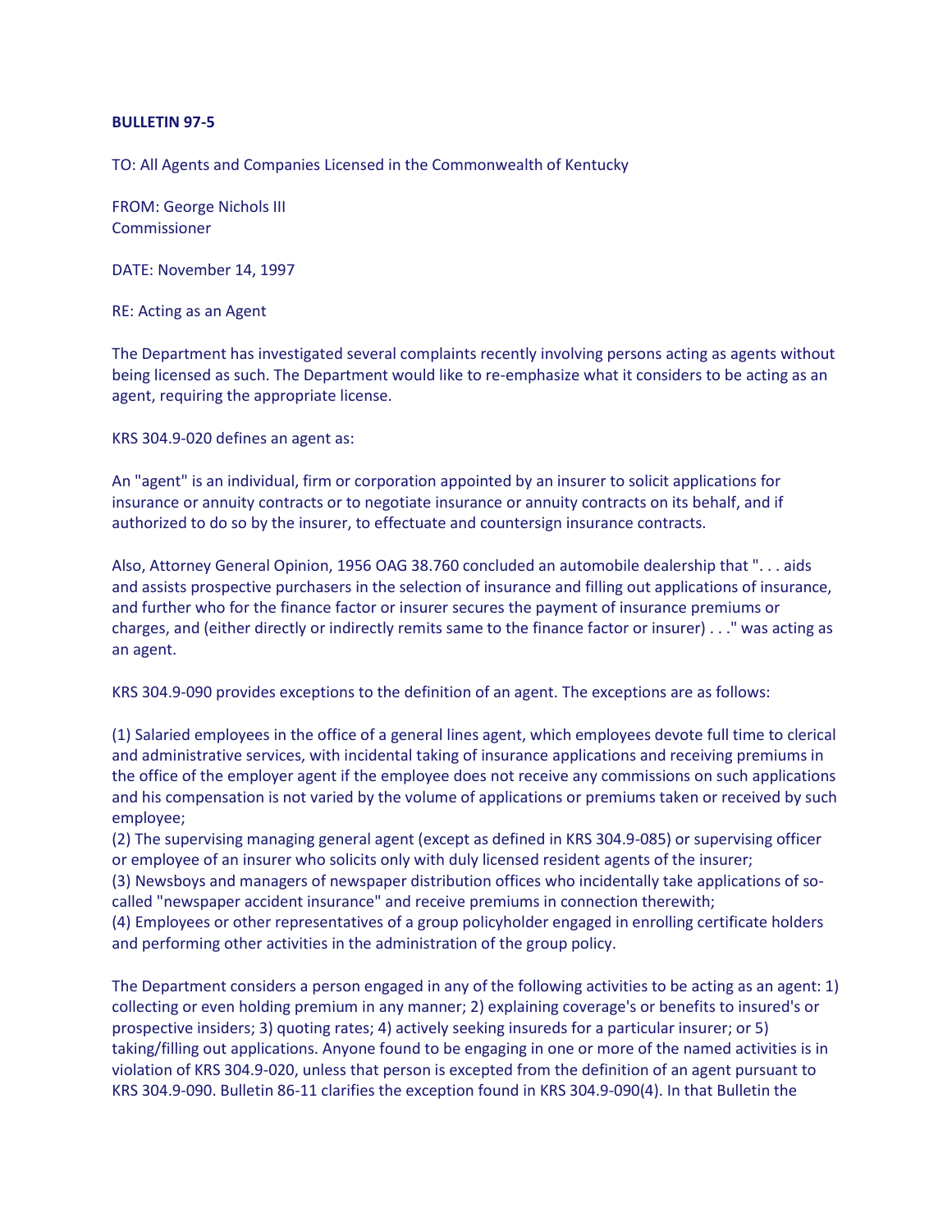**BULLETIN 97-5**

TO: All Agents and Companies Licensed in the Commonwealth of Kentucky

FROM: George Nichols III
Commissioner

DATE: November 14, 1997

RE: Acting as an Agent

The Department has investigated several complaints recently involving persons acting as agents without being licensed as such. The Department would like to re-emphasize what it considers to be acting as an agent, requiring the appropriate license.

KRS 304.9-020 defines an agent as:

An "agent" is an individual, firm or corporation appointed by an insurer to solicit applications for insurance or annuity contracts or to negotiate insurance or annuity contracts on its behalf, and if authorized to do so by the insurer, to effectuate and countersign insurance contracts.

Also, Attorney General Opinion, 1956 OAG 38.760 concluded an automobile dealership that ". . . aids and assists prospective purchasers in the selection of insurance and filling out applications of insurance, and further who for the finance factor or insurer secures the payment of insurance premiums or charges, and (either directly or indirectly remits same to the finance factor or insurer) . . ." was acting as an agent.

KRS 304.9-090 provides exceptions to the definition of an agent. The exceptions are as follows:

(1) Salaried employees in the office of a general lines agent, which employees devote full time to clerical and administrative services, with incidental taking of insurance applications and receiving premiums in the office of the employer agent if the employee does not receive any commissions on such applications and his compensation is not varied by the volume of applications or premiums taken or received by such employee;
(2) The supervising managing general agent (except as defined in KRS 304.9-085) or supervising officer or employee of an insurer who solicits only with duly licensed resident agents of the insurer;
(3) Newsboys and managers of newspaper distribution offices who incidentally take applications of so-called "newspaper accident insurance" and receive premiums in connection therewith;
(4) Employees or other representatives of a group policyholder engaged in enrolling certificate holders and performing other activities in the administration of the group policy.

The Department considers a person engaged in any of the following activities to be acting as an agent: 1) collecting or even holding premium in any manner; 2) explaining coverage's or benefits to insured's or prospective insiders; 3) quoting rates; 4) actively seeking insureds for a particular insurer; or 5) taking/filling out applications. Anyone found to be engaging in one or more of the named activities is in violation of KRS 304.9-020, unless that person is excepted from the definition of an agent pursuant to KRS 304.9-090. Bulletin 86-11 clarifies the exception found in KRS 304.9-090(4). In that Bulletin the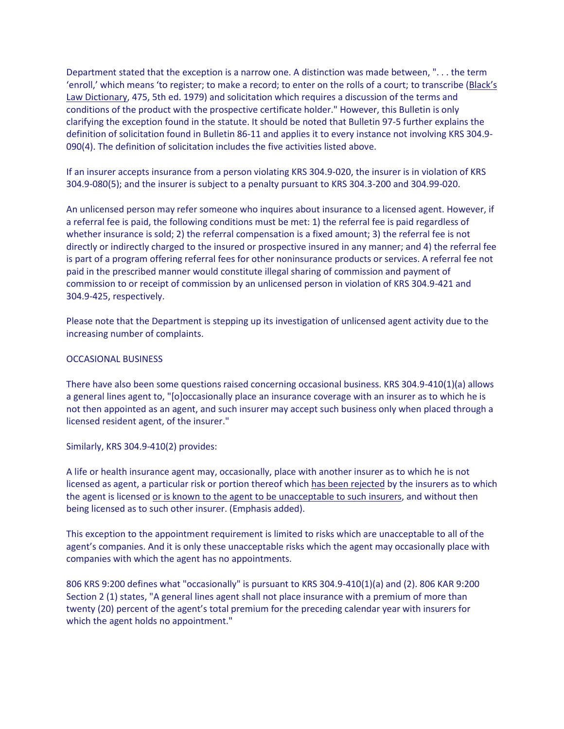Department stated that the exception is a narrow one. A distinction was made between, ". . . the term 'enroll,' which means 'to register; to make a record; to enter on the rolls of a court; to transcribe (Black's Law Dictionary, 475, 5th ed. 1979) and solicitation which requires a discussion of the terms and conditions of the product with the prospective certificate holder." However, this Bulletin is only clarifying the exception found in the statute. It should be noted that Bulletin 97-5 further explains the definition of solicitation found in Bulletin 86-11 and applies it to every instance not involving KRS 304.9-090(4). The definition of solicitation includes the five activities listed above.

If an insurer accepts insurance from a person violating KRS 304.9-020, the insurer is in violation of KRS 304.9-080(5); and the insurer is subject to a penalty pursuant to KRS 304.3-200 and 304.99-020.

An unlicensed person may refer someone who inquires about insurance to a licensed agent. However, if a referral fee is paid, the following conditions must be met: 1) the referral fee is paid regardless of whether insurance is sold; 2) the referral compensation is a fixed amount; 3) the referral fee is not directly or indirectly charged to the insured or prospective insured in any manner; and 4) the referral fee is part of a program offering referral fees for other noninsurance products or services. A referral fee not paid in the prescribed manner would constitute illegal sharing of commission and payment of commission to or receipt of commission by an unlicensed person in violation of KRS 304.9-421 and 304.9-425, respectively.

Please note that the Department is stepping up its investigation of unlicensed agent activity due to the increasing number of complaints.

OCCASIONAL BUSINESS

There have also been some questions raised concerning occasional business. KRS 304.9-410(1)(a) allows a general lines agent to, "[o]occasionally place an insurance coverage with an insurer as to which he is not then appointed as an agent, and such insurer may accept such business only when placed through a licensed resident agent, of the insurer."

Similarly, KRS 304.9-410(2) provides:

A life or health insurance agent may, occasionally, place with another insurer as to which he is not licensed as agent, a particular risk or portion thereof which has been rejected by the insurers as to which the agent is licensed or is known to the agent to be unacceptable to such insurers, and without then being licensed as to such other insurer. (Emphasis added).

This exception to the appointment requirement is limited to risks which are unacceptable to all of the agent's companies. And it is only these unacceptable risks which the agent may occasionally place with companies with which the agent has no appointments.

806 KRS 9:200 defines what "occasionally" is pursuant to KRS 304.9-410(1)(a) and (2). 806 KAR 9:200 Section 2 (1) states, "A general lines agent shall not place insurance with a premium of more than twenty (20) percent of the agent's total premium for the preceding calendar year with insurers for which the agent holds no appointment."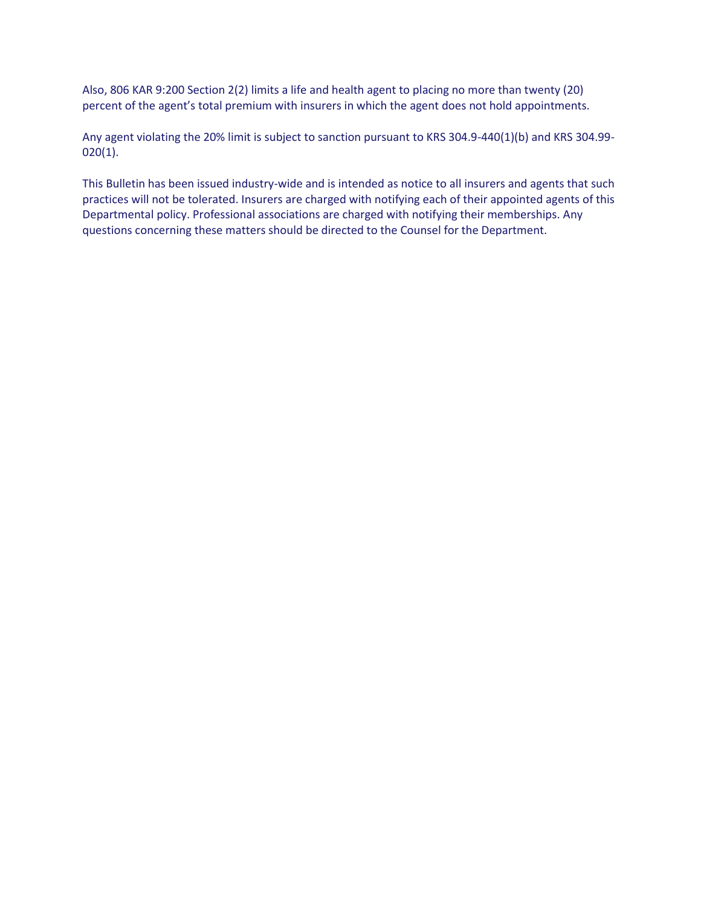Also, 806 KAR 9:200 Section 2(2) limits a life and health agent to placing no more than twenty (20) percent of the agent's total premium with insurers in which the agent does not hold appointments.

Any agent violating the 20% limit is subject to sanction pursuant to KRS 304.9-440(1)(b) and KRS 304.99-020(1).

This Bulletin has been issued industry-wide and is intended as notice to all insurers and agents that such practices will not be tolerated. Insurers are charged with notifying each of their appointed agents of this Departmental policy. Professional associations are charged with notifying their memberships. Any questions concerning these matters should be directed to the Counsel for the Department.